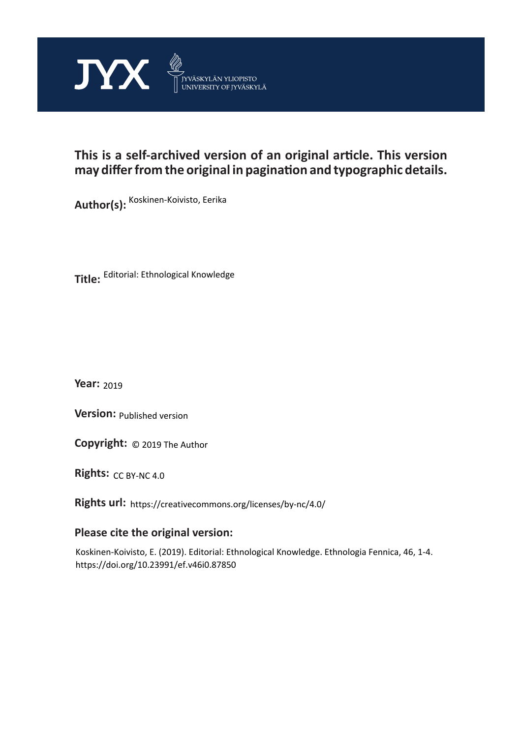JYX JYVÄSKYLÄN YLIOPISTO UNIVERSITY OF JYVÄSKYLÄ

**This is a self-archived version of an original article. This version may differ from the original in pagination and typographic details.**

**Author(s):** Koskinen-Koivisto, Eerika

**Title:** Editorial: Ethnological Knowledge

**Year:** 2019

**Version:** Published version

**Copyright:** © 2019 The Author

**Rights:** CC BY-NC 4.0

**Rights url:** https://creativecommons.org/licenses/by-nc/4.0/

**Please cite the original version:**

Koskinen-Koivisto, E. (2019). Editorial: Ethnological Knowledge. Ethnologia Fennica, 46, 1-4. https://doi.org/10.23991/ef.v46i0.87850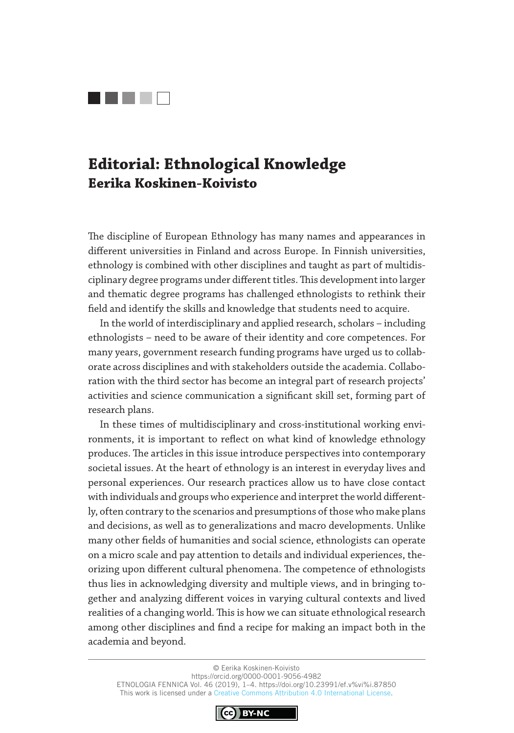# Editorial: Ethnological Knowledge

## Eerika Koskinen-Koivisto

The discipline of European Ethnology has many names and appearances in different universities in Finland and across Europe. In Finnish universities, ethnology is combined with other disciplines and taught as part of multidisciplinary degree programs under different titles. This development into larger and thematic degree programs has challenged ethnologists to rethink their field and identify the skills and knowledge that students need to acquire.

In the world of interdisciplinary and applied research, scholars – including ethnologists – need to be aware of their identity and core competences. For many years, government research funding programs have urged us to collaborate across disciplines and with stakeholders outside the academia. Collaboration with the third sector has become an integral part of research projects' activities and science communication a significant skill set, forming part of research plans.

In these times of multidisciplinary and cross-institutional working environments, it is important to reflect on what kind of knowledge ethnology produces. The articles in this issue introduce perspectives into contemporary societal issues. At the heart of ethnology is an interest in everyday lives and personal experiences. Our research practices allow us to have close contact with individuals and groups who experience and interpret the world differently, often contrary to the scenarios and presumptions of those who make plans and decisions, as well as to generalizations and macro developments. Unlike many other fields of humanities and social science, ethnologists can operate on a micro scale and pay attention to details and individual experiences, theorizing upon different cultural phenomena. The competence of ethnologists thus lies in acknowledging diversity and multiple views, and in bringing together and analyzing different voices in varying cultural contexts and lived realities of a changing world. This is how we can situate ethnological research among other disciplines and find a recipe for making an impact both in the academia and beyond.

---

© Eerika Koskinen-Koivisto
https://orcid.org/0000-0001-9056-4982
ETNOLOGIA FENNICA Vol. 46 (2019), 1–4. https://doi.org/10.23991/ef.v%vi%i.87850
This work is licensed under a Creative Commons Attribution 4.0 International License.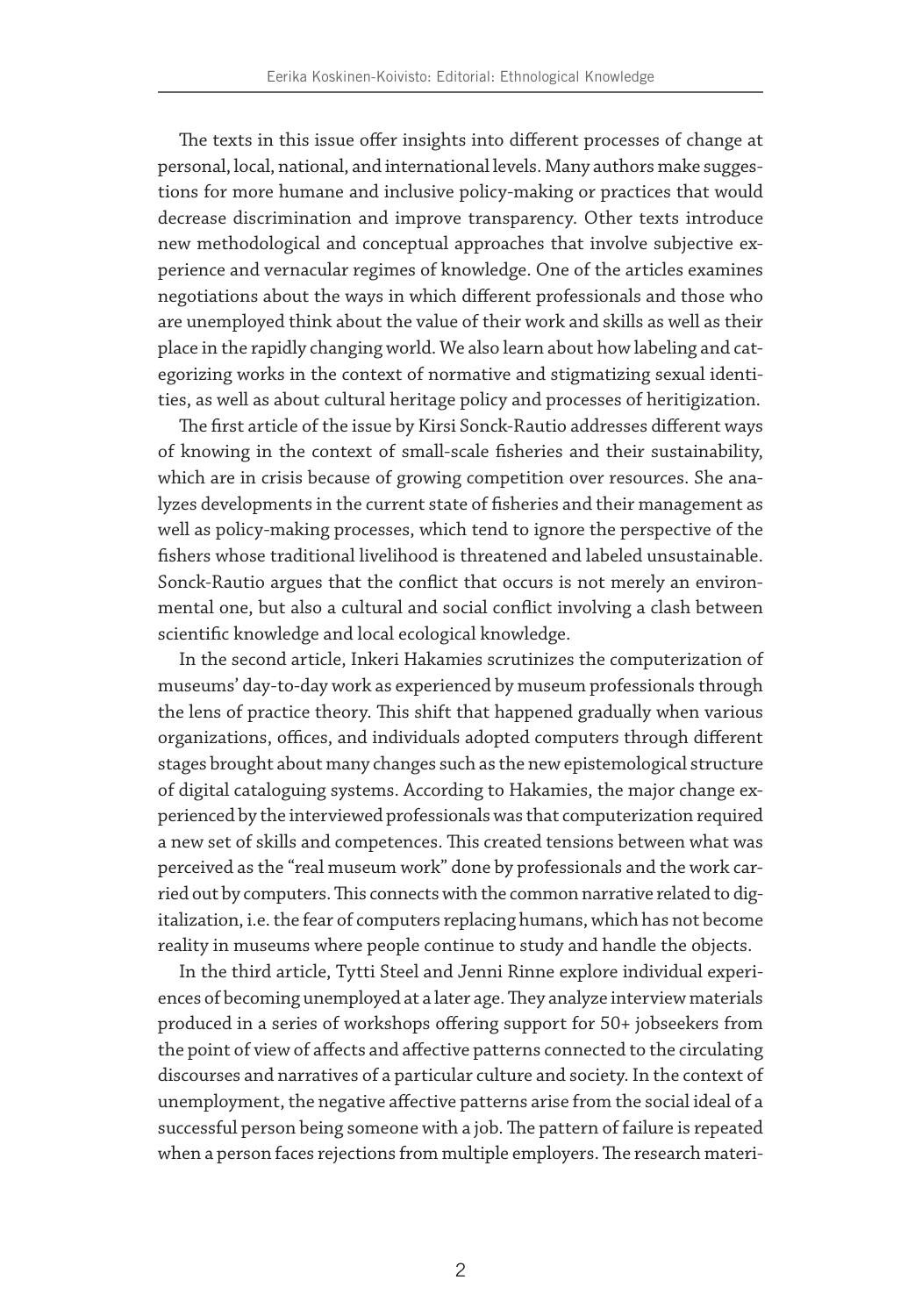The texts in this issue offer insights into different processes of change at personal, local, national, and international levels. Many authors make suggestions for more humane and inclusive policy-making or practices that would decrease discrimination and improve transparency. Other texts introduce new methodological and conceptual approaches that involve subjective experience and vernacular regimes of knowledge. One of the articles examines negotiations about the ways in which different professionals and those who are unemployed think about the value of their work and skills as well as their place in the rapidly changing world. We also learn about how labeling and categorizing works in the context of normative and stigmatizing sexual identities, as well as about cultural heritage policy and processes of heritigization.

The first article of the issue by Kirsi Sonck-Rautio addresses different ways of knowing in the context of small-scale fisheries and their sustainability, which are in crisis because of growing competition over resources. She analyzes developments in the current state of fisheries and their management as well as policy-making processes, which tend to ignore the perspective of the fishers whose traditional livelihood is threatened and labeled unsustainable. Sonck-Rautio argues that the conflict that occurs is not merely an environmental one, but also a cultural and social conflict involving a clash between scientific knowledge and local ecological knowledge.

In the second article, Inkeri Hakamies scrutinizes the computerization of museums' day-to-day work as experienced by museum professionals through the lens of practice theory. This shift that happened gradually when various organizations, offices, and individuals adopted computers through different stages brought about many changes such as the new epistemological structure of digital cataloguing systems. According to Hakamies, the major change experienced by the interviewed professionals was that computerization required a new set of skills and competences. This created tensions between what was perceived as the "real museum work" done by professionals and the work carried out by computers. This connects with the common narrative related to digitalization, i.e. the fear of computers replacing humans, which has not become reality in museums where people continue to study and handle the objects.

In the third article, Tytti Steel and Jenni Rinne explore individual experiences of becoming unemployed at a later age. They analyze interview materials produced in a series of workshops offering support for 50+ jobseekers from the point of view of affects and affective patterns connected to the circulating discourses and narratives of a particular culture and society. In the context of unemployment, the negative affective patterns arise from the social ideal of a successful person being someone with a job. The pattern of failure is repeated when a person faces rejections from multiple employers. The research materi-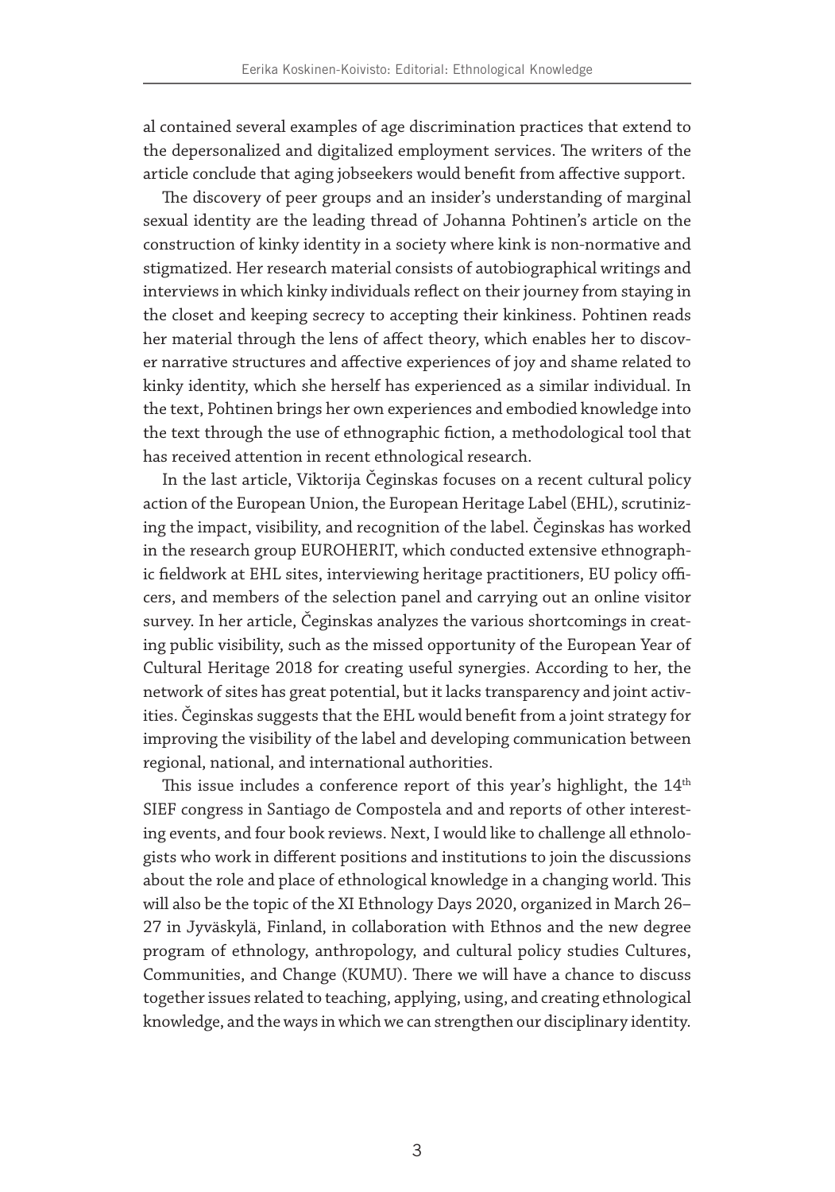al contained several examples of age discrimination practices that extend to the depersonalized and digitalized employment services. The writers of the article conclude that aging jobseekers would benefit from affective support.

The discovery of peer groups and an insider's understanding of marginal sexual identity are the leading thread of Johanna Pohtinen's article on the construction of kinky identity in a society where kink is non-normative and stigmatized. Her research material consists of autobiographical writings and interviews in which kinky individuals reflect on their journey from staying in the closet and keeping secrecy to accepting their kinkiness. Pohtinen reads her material through the lens of affect theory, which enables her to discover narrative structures and affective experiences of joy and shame related to kinky identity, which she herself has experienced as a similar individual. In the text, Pohtinen brings her own experiences and embodied knowledge into the text through the use of ethnographic fiction, a methodological tool that has received attention in recent ethnological research.

In the last article, Viktorija Čeginskas focuses on a recent cultural policy action of the European Union, the European Heritage Label (EHL), scrutinizing the impact, visibility, and recognition of the label. Čeginskas has worked in the research group EUROHERIT, which conducted extensive ethnographic fieldwork at EHL sites, interviewing heritage practitioners, EU policy officers, and members of the selection panel and carrying out an online visitor survey. In her article, Čeginskas analyzes the various shortcomings in creating public visibility, such as the missed opportunity of the European Year of Cultural Heritage 2018 for creating useful synergies. According to her, the network of sites has great potential, but it lacks transparency and joint activities. Čeginskas suggests that the EHL would benefit from a joint strategy for improving the visibility of the label and developing communication between regional, national, and international authorities.

This issue includes a conference report of this year's highlight, the 14th SIEF congress in Santiago de Compostela and and reports of other interesting events, and four book reviews. Next, I would like to challenge all ethnologists who work in different positions and institutions to join the discussions about the role and place of ethnological knowledge in a changing world. This will also be the topic of the XI Ethnology Days 2020, organized in March 26–27 in Jyväskylä, Finland, in collaboration with Ethnos and the new degree program of ethnology, anthropology, and cultural policy studies Cultures, Communities, and Change (KUMU). There we will have a chance to discuss together issues related to teaching, applying, using, and creating ethnological knowledge, and the ways in which we can strengthen our disciplinary identity.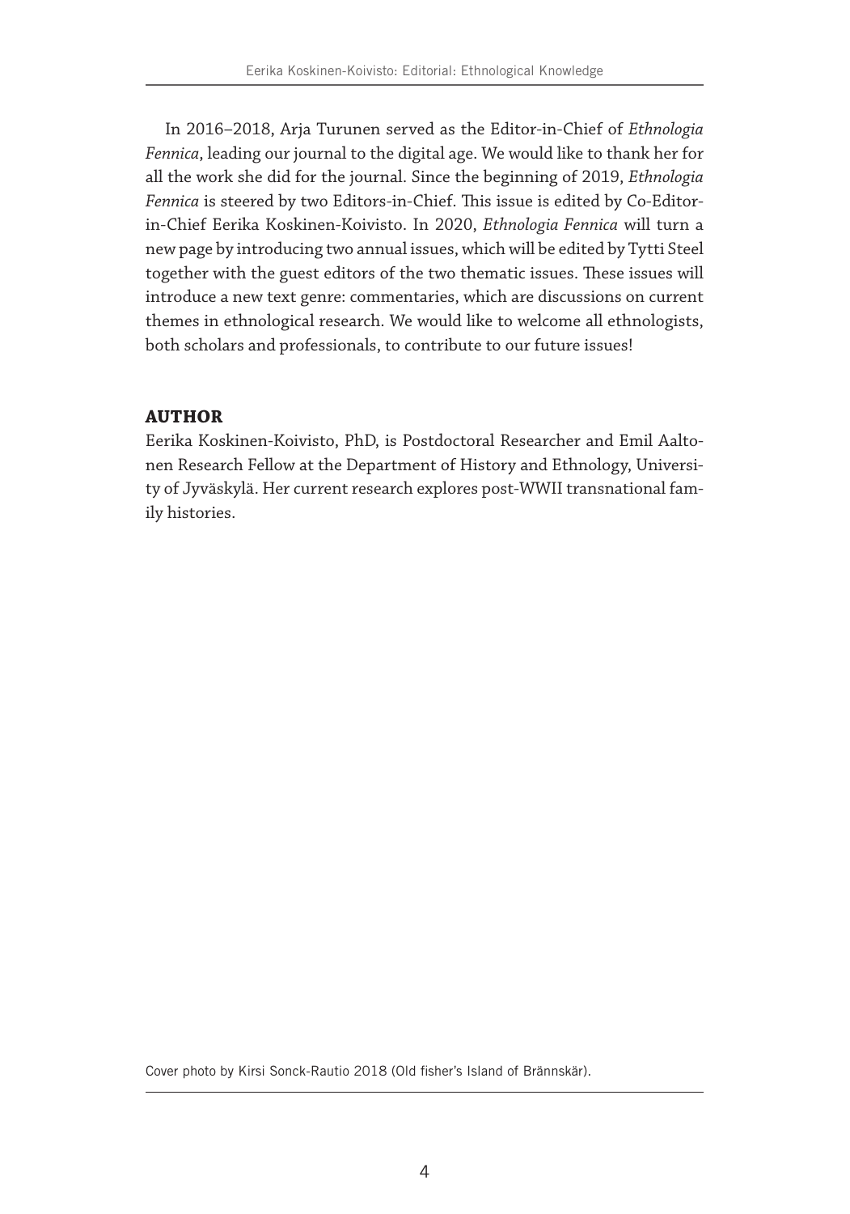In 2016–2018, Arja Turunen served as the Editor-in-Chief of *Ethnologia Fennica*, leading our journal to the digital age. We would like to thank her for all the work she did for the journal. Since the beginning of 2019, *Ethnologia Fennica* is steered by two Editors-in-Chief. This issue is edited by Co-Editor-in-Chief Eerika Koskinen-Koivisto. In 2020, *Ethnologia Fennica* will turn a new page by introducing two annual issues, which will be edited by Tytti Steel together with the guest editors of the two thematic issues. These issues will introduce a new text genre: commentaries, which are discussions on current themes in ethnological research. We would like to welcome all ethnologists, both scholars and professionals, to contribute to our future issues!

## AUTHOR

Eerika Koskinen-Koivisto, PhD, is Postdoctoral Researcher and Emil Aaltonen Research Fellow at the Department of History and Ethnology, University of Jyväskylä. Her current research explores post-WWII transnational family histories.

Cover photo by Kirsi Sonck-Rautio 2018 (Old fisher's Island of Brännskär).